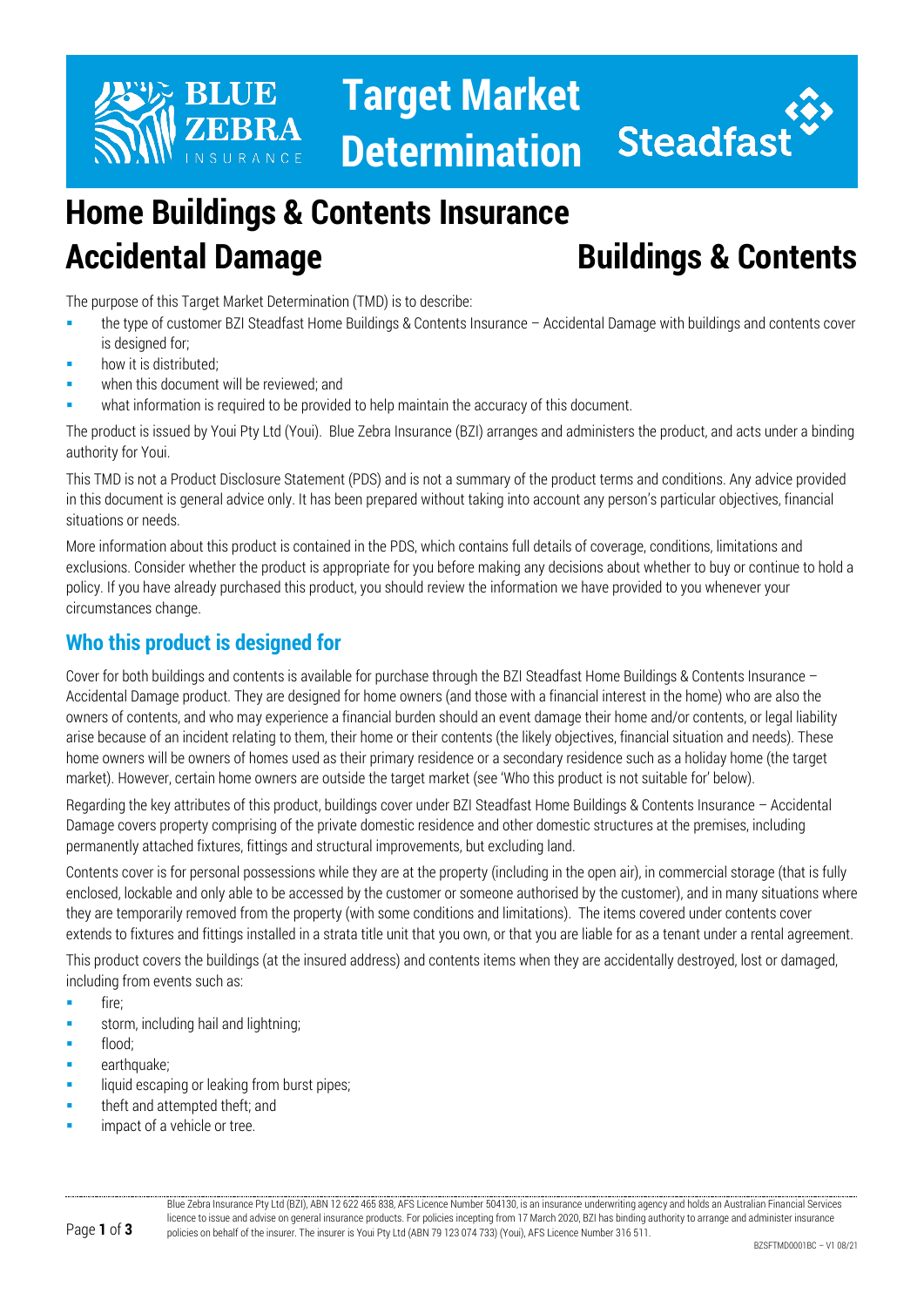# Target Market Determination

## Home Buildings & Contents Insurance Accidental Damage

## Buildings & Contents

The purpose of this Target Market Determination (TMD) is to describe:

- the type of customer BZI Steadfast Home Buildings & Contents Insurance – Accidental Damage with buildings and contents cover is designed for;
- how it is distributed;
- when this document will be reviewed; and
- what information is required to be provided to help maintain the accuracy of this document.

The product is issued by Youi Pty Ltd (Youi). Blue Zebra Insurance (BZI) arranges and administers the product, and acts under a binding authority for Youi.

This TMD is not a Product Disclosure Statement (PDS) and is not a summary of the product terms and conditions. Any advice provided in this document is general advice only. It has been prepared without taking into account any person's particular objectives, financial situations or needs.

More information about this product is contained in the PDS, which contains full details of coverage, conditions, limitations and exclusions. Consider whether the product is appropriate for you before making any decisions about whether to buy or continue to hold a policy. If you have already purchased this product, you should review the information we have provided to you whenever your circumstances change.

## Who this product is designed for

Cover for both buildings and contents is available for purchase through the BZI Steadfast Home Buildings & Contents Insurance – Accidental Damage product. They are designed for home owners (and those with a financial interest in the home) who are also the owners of contents, and who may experience a financial burden should an event damage their home and/or contents, or legal liability arise because of an incident relating to them, their home or their contents (the likely objectives, financial situation and needs). These home owners will be owners of homes used as their primary residence or a secondary residence such as a holiday home (the target market). However, certain home owners are outside the target market (see 'Who this product is not suitable for' below).

Regarding the key attributes of this product, buildings cover under BZI Steadfast Home Buildings & Contents Insurance – Accidental Damage covers property comprising of the private domestic residence and other domestic structures at the premises, including permanently attached fixtures, fittings and structural improvements, but excluding land.

Contents cover is for personal possessions while they are at the property (including in the open air), in commercial storage (that is fully enclosed, lockable and only able to be accessed by the customer or someone authorised by the customer), and in many situations where they are temporarily removed from the property (with some conditions and limitations). The items covered under contents cover extends to fixtures and fittings installed in a strata title unit that you own, or that you are liable for as a tenant under a rental agreement.

This product covers the buildings (at the insured address) and contents items when they are accidentally destroyed, lost or damaged, including from events such as:

- fire;
- storm, including hail and lightning;
- flood;
- earthquake;
- liquid escaping or leaking from burst pipes;
- theft and attempted theft; and
- impact of a vehicle or tree.

Blue Zebra Insurance Pty Ltd (BZI), ABN 12 622 465 838, AFS Licence Number 504130, is an insurance underwriting agency and holds an Australian Financial Services licence to issue and advise on general insurance products. For policies incepting from 17 March 2020, BZI has binding authority to arrange and administer insurance policies on behalf of the insurer. The insurer is Youi Pty Ltd (ABN 79 123 074 733) (Youi), AFS Licence Number 316 511.

BZSFTMD0001BC – V1 08/21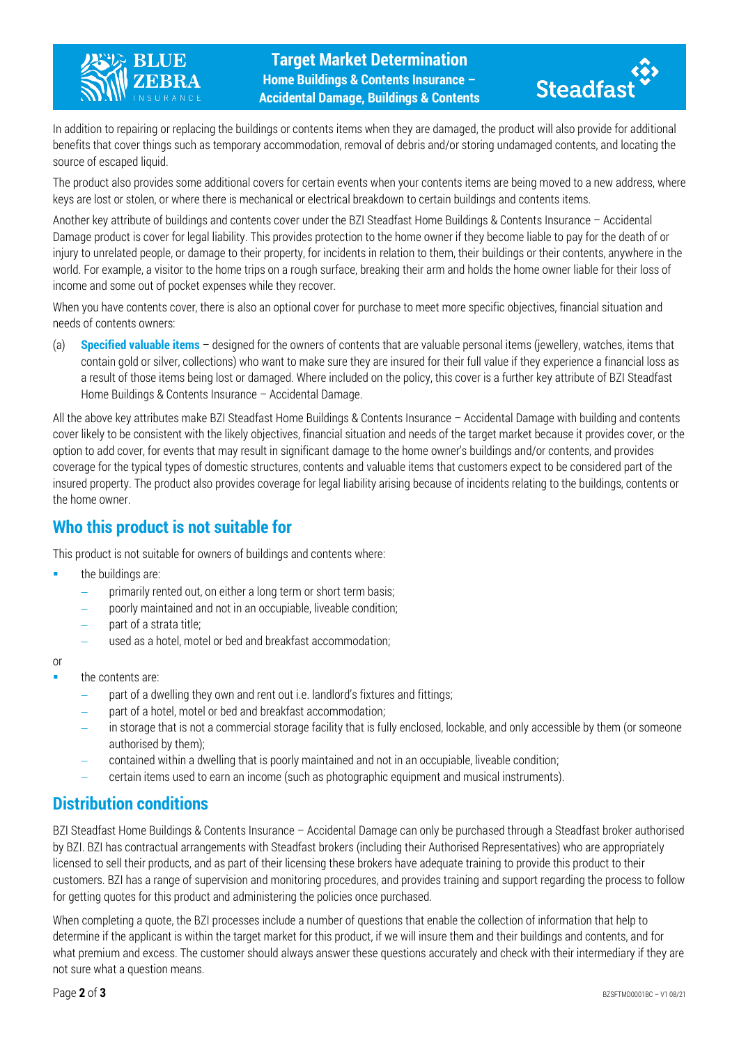In addition to repairing or replacing the buildings or contents items when they are damaged, the product will also provide for additional benefits that cover things such as temporary accommodation, removal of debris and/or storing undamaged contents, and locating the source of escaped liquid.

The product also provides some additional covers for certain events when your contents items are being moved to a new address, where keys are lost or stolen, or where there is mechanical or electrical breakdown to certain buildings and contents items.

Another key attribute of buildings and contents cover under the BZI Steadfast Home Buildings & Contents Insurance – Accidental Damage product is cover for legal liability. This provides protection to the home owner if they become liable to pay for the death of or injury to unrelated people, or damage to their property, for incidents in relation to them, their buildings or their contents, anywhere in the world. For example, a visitor to the home trips on a rough surface, breaking their arm and holds the home owner liable for their loss of income and some out of pocket expenses while they recover.

When you have contents cover, there is also an optional cover for purchase to meet more specific objectives, financial situation and needs of contents owners:

(a) **Specified valuable items** – designed for the owners of contents that are valuable personal items (jewellery, watches, items that contain gold or silver, collections) who want to make sure they are insured for their full value if they experience a financial loss as a result of those items being lost or damaged. Where included on the policy, this cover is a further key attribute of BZI Steadfast Home Buildings & Contents Insurance – Accidental Damage.

All the above key attributes make BZI Steadfast Home Buildings & Contents Insurance – Accidental Damage with building and contents cover likely to be consistent with the likely objectives, financial situation and needs of the target market because it provides cover, or the option to add cover, for events that may result in significant damage to the home owner's buildings and/or contents, and provides coverage for the typical types of domestic structures, contents and valuable items that customers expect to be considered part of the insured property. The product also provides coverage for legal liability arising because of incidents relating to the buildings, contents or the home owner.

## Who this product is not suitable for

This product is not suitable for owners of buildings and contents where:

- the buildings are:
  - primarily rented out, on either a long term or short term basis;
  - poorly maintained and not in an occupiable, liveable condition;
  - part of a strata title;
  - used as a hotel, motel or bed and breakfast accommodation;

or

- the contents are:
  - part of a dwelling they own and rent out i.e. landlord's fixtures and fittings;
  - part of a hotel, motel or bed and breakfast accommodation;
  - in storage that is not a commercial storage facility that is fully enclosed, lockable, and only accessible by them (or someone authorised by them);
  - contained within a dwelling that is poorly maintained and not in an occupiable, liveable condition;
  - certain items used to earn an income (such as photographic equipment and musical instruments).

## Distribution conditions

BZI Steadfast Home Buildings & Contents Insurance – Accidental Damage can only be purchased through a Steadfast broker authorised by BZI. BZI has contractual arrangements with Steadfast brokers (including their Authorised Representatives) who are appropriately licensed to sell their products, and as part of their licensing these brokers have adequate training to provide this product to their customers. BZI has a range of supervision and monitoring procedures, and provides training and support regarding the process to follow for getting quotes for this product and administering the policies once purchased.

When completing a quote, the BZI processes include a number of questions that enable the collection of information that help to determine if the applicant is within the target market for this product, if we will insure them and their buildings and contents, and for what premium and excess. The customer should always answer these questions accurately and check with their intermediary if they are not sure what a question means.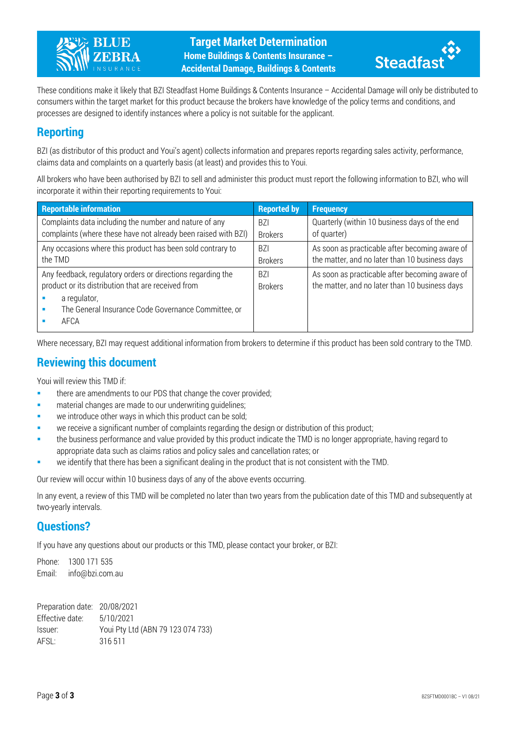These conditions make it likely that BZI Steadfast Home Buildings & Contents Insurance – Accidental Damage will only be distributed to consumers within the target market for this product because the brokers have knowledge of the policy terms and conditions, and processes are designed to identify instances where a policy is not suitable for the applicant.

## Reporting

BZI (as distributor of this product and Youi's agent) collects information and prepares reports regarding sales activity, performance, claims data and complaints on a quarterly basis (at least) and provides this to Youi.

All brokers who have been authorised by BZI to sell and administer this product must report the following information to BZI, who will incorporate it within their reporting requirements to Youi:

| Reportable information | Reported by | Frequency |
|---|---|---|
| Complaints data including the number and nature of any complaints (where these have not already been raised with BZI) | BZI Brokers | Quarterly (within 10 business days of the end of quarter) |
| Any occasions where this product has been sold contrary to the TMD | BZI Brokers | As soon as practicable after becoming aware of the matter, and no later than 10 business days |
| Any feedback, regulatory orders or directions regarding the product or its distribution that are received from<br>- a regulator,<br>- The General Insurance Code Governance Committee, or<br>- AFCA | BZI Brokers | As soon as practicable after becoming aware of the matter, and no later than 10 business days |

Where necessary, BZI may request additional information from brokers to determine if this product has been sold contrary to the TMD.

## Reviewing this document

Youi will review this TMD if:

- there are amendments to our PDS that change the cover provided;
- material changes are made to our underwriting guidelines;
- we introduce other ways in which this product can be sold;
- we receive a significant number of complaints regarding the design or distribution of this product;
- the business performance and value provided by this product indicate the TMD is no longer appropriate, having regard to appropriate data such as claims ratios and policy sales and cancellation rates; or
- we identify that there has been a significant dealing in the product that is not consistent with the TMD.

Our review will occur within 10 business days of any of the above events occurring.

In any event, a review of this TMD will be completed no later than two years from the publication date of this TMD and subsequently at two-yearly intervals.

## Questions?

If you have any questions about our products or this TMD, please contact your broker, or BZI:

Phone: 1300 171 535
Email: info@bzi.com.au

Preparation date: 20/08/2021
Effective date: 5/10/2021
Issuer: Youi Pty Ltd (ABN 79 123 074 733)
AFSL: 316 511